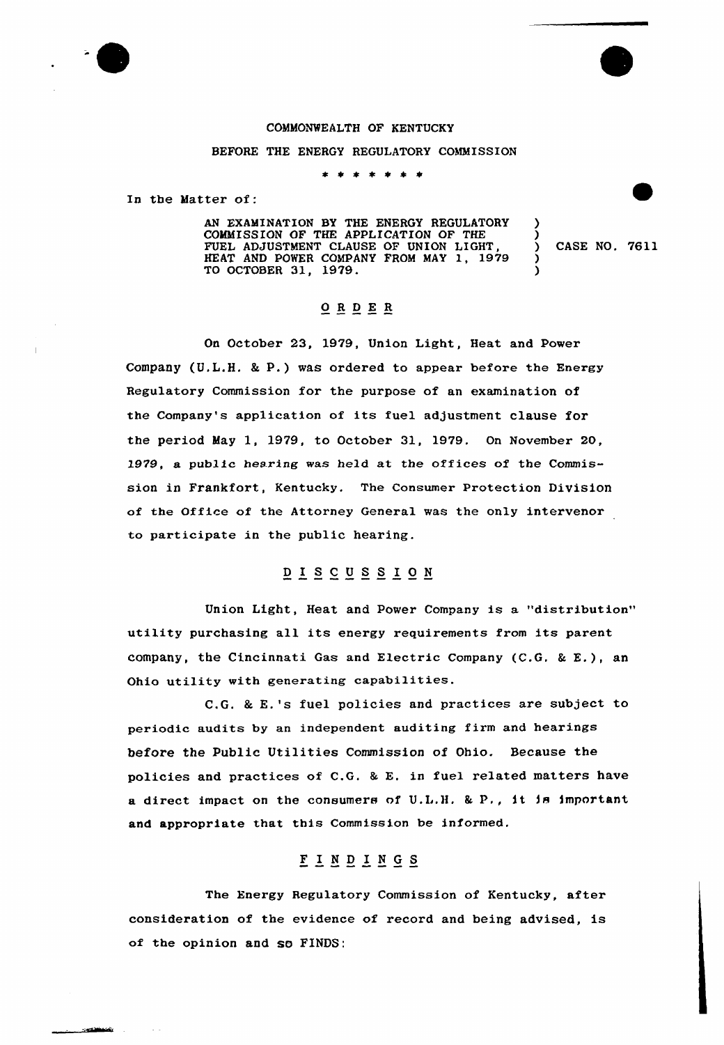COMMONWEALTH OF KENTUCKY

BEFORE THE ENERGY REGULATORY COMMISSION

\* \* \* \* \* \* \*

In the Matter of:

| | | |
|---|---|---|
| AN EXAMINATION BY THE ENERGY REGULATORY COMMISSION OF THE APPLICATION OF THE FUEL ADJUSTMENT CLAUSE OF UNION LIGHT, HEAT AND POWER COMPANY FROM MAY 1, 1979 TO OCTOBER 31, 1979. | ) | CASE NO. 7611 |

## ORDER

On October 23, 1979, Union Light, Heat and Power Company (U.L.H. & P.) was ordered to appear before the Energy Regulatory Commission for the purpose of an examination of the Company's application of its fuel adjustment clause for the period May 1, 1979, to October 31, 1979. On November 20, 1979, a public hearing was held at the offices of the Commission in Frankfort, Kentucky. The Consumer Protection Division of the Office of the Attorney General was the only intervenor to participate in the public hearing.

## DISCUSSION

Union Light, Heat and Power Company is a "distribution" utility purchasing all its energy requirements from its parent company, the Cincinnati Gas and Electric Company (C.G. & E.), an Ohio utility with generating capabilities.

C.G. & E.'s fuel policies and practices are subject to periodic audits by an independent auditing firm and hearings before the Public Utilities Commission of Ohio. Because the policies and practices of C.G. & E. in fuel related matters have a direct impact on the consumers of U.L.H. & P., it is important and appropriate that this Commission be informed.

## FINDINGS

The Energy Regulatory Commission of Kentucky, after consideration of the evidence of record and being advised, is of the opinion and so FINDS: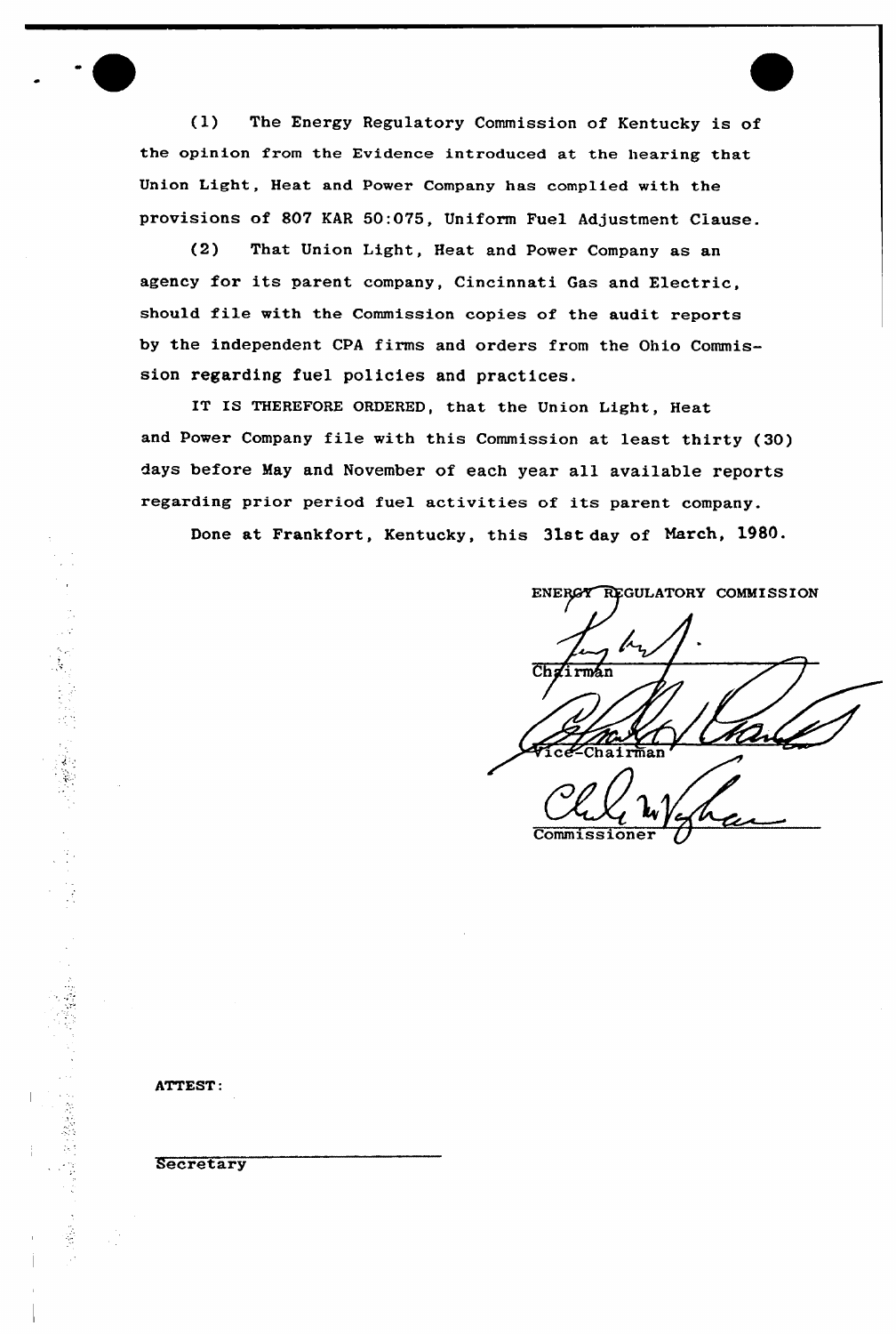(1) The Energy Regulatory Commission of Kentucky is of the opinion from the Evidence introduced at the hearing that Union Light, Heat and Power Company has complied with the provisions of 807 KAR 50:075, Uniform Fuel Adjustment Clause.

(2) That Union Light, Heat and Power Company as an agency for its parent company, Cincinnati Gas and Electric, should file with the Commission copies of the audit reports by the independent CPA firms and orders from the Ohio Commission regarding fuel policies and practices.

IT IS THEREFORE ORDERED, that the Union Light, Heat and Power Company file with this Commission at least thirty (30) days before May and November of each year all available reports regarding prior period fuel activities of its parent company.

Done at Frankfort, Kentucky, this 31st day of March, 1980.

ENERGY REGULATORY COMMISSION

Chairman

Vice-Chairman

Commissioner

ATTEST:

Secretary